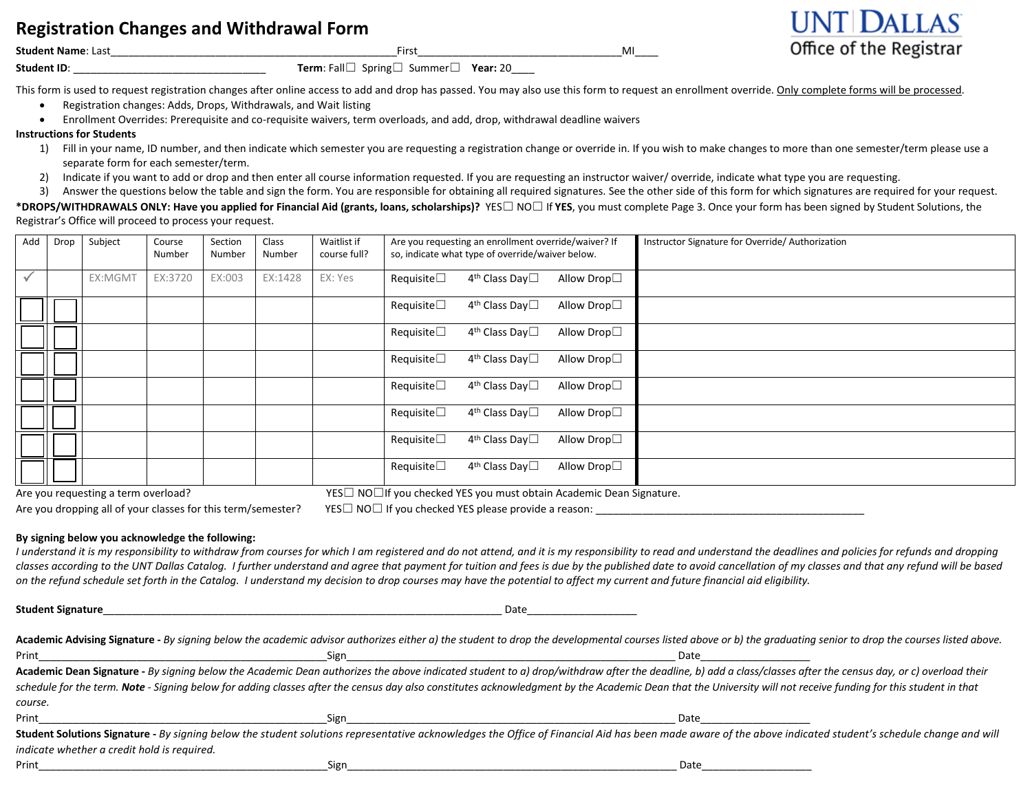# Registration Changes and Withdrawal Form

**UNT DALLAS**
Office of the Registrar

**Student Name**: Last_______________________________________________First___________________________________MI____

**Student ID**: ________________________________ **Term**: Fall☐ Spring☐ Summer☐ **Year:** 20____

This form is used to request registration changes after online access to add and drop has passed. You may also use this form to request an enrollment override. Only complete forms will be processed.

- Registration changes: Adds, Drops, Withdrawals, and Wait listing
- Enrollment Overrides: Prerequisite and co-requisite waivers, term overloads, and add, drop, withdrawal deadline waivers

**Instructions for Students**

1) Fill in your name, ID number, and then indicate which semester you are requesting a registration change or override in. If you wish to make changes to more than one semester/term please use a separate form for each semester/term.
2) Indicate if you want to add or drop and then enter all course information requested. If you are requesting an instructor waiver/ override, indicate what type you are requesting.
3) Answer the questions below the table and sign the form. You are responsible for obtaining all required signatures. See the other side of this form for which signatures are required for your request.

**\*DROPS/WITHDRAWALS ONLY: Have you applied for Financial Aid (grants, loans, scholarships)?** YES☐ NO☐ If **YES**, you must complete Page 3. Once your form has been signed by Student Solutions, the Registrar's Office will proceed to process your request.

| Add | Drop | Subject | Course Number | Section Number | Class Number | Waitlist if course full? | Are you requesting an enrollment override/waiver? If so, indicate what type of override/waiver below. | Instructor Signature for Override/ Authorization |
|---|---|---|---|---|---|---|---|---|
| ✓ | | EX:MGMT | EX:3720 | EX:003 | EX:1428 | EX: Yes | Requisite☐ 4th Class Day☐ Allow Drop☐ | |
| ☐ | ☐ | | | | | | Requisite☐ 4th Class Day☐ Allow Drop☐ | |
| ☐ | ☐ | | | | | | Requisite☐ 4th Class Day☐ Allow Drop☐ | |
| ☐ | ☐ | | | | | | Requisite☐ 4th Class Day☐ Allow Drop☐ | |
| ☐ | ☐ | | | | | | Requisite☐ 4th Class Day☐ Allow Drop☐ | |
| ☐ | ☐ | | | | | | Requisite☐ 4th Class Day☐ Allow Drop☐ | |
| ☐ | ☐ | | | | | | Requisite☐ 4th Class Day☐ Allow Drop☐ | |
| ☐ | ☐ | | | | | | Requisite☐ 4th Class Day☐ Allow Drop☐ | |

Are you requesting a term overload? YES☐ NO☐If you checked YES you must obtain Academic Dean Signature.

Are you dropping all of your classes for this term/semester? YES☐ NO☐ If you checked YES please provide a reason: _______________________________________________

**By signing below you acknowledge the following:**

*I understand it is my responsibility to withdraw from courses for which I am registered and do not attend, and it is my responsibility to read and understand the deadlines and policies for refunds and dropping classes according to the UNT Dallas Catalog. I further understand and agree that payment for tuition and fees is due by the published date to avoid cancellation of my classes and that any refund will be based on the refund schedule set forth in the Catalog. I understand my decision to drop courses may have the potential to affect my current and future financial aid eligibility.*

**Student Signature**______________________________________________________________________ Date___________________

**Academic Advising Signature -** *By signing below the academic advisor authorizes either a) the student to drop the developmental courses listed above or b) the graduating senior to drop the courses listed above.*

Print_________________________________________________Sign________________________________________________________ Date___________________

**Academic Dean Signature -** *By signing below the Academic Dean authorizes the above indicated student to a) drop/withdraw after the deadline, b) add a class/classes after the census day, or c) overload their schedule for the term.* ***Note*** *- Signing below for adding classes after the census day also constitutes acknowledgment by the Academic Dean that the University will not receive funding for this student in that course.*

Print_________________________________________________Sign________________________________________________________ Date___________________

**Student Solutions Signature -** *By signing below the student solutions representative acknowledges the Office of Financial Aid has been made aware of the above indicated student's schedule change and will indicate whether a credit hold is required.*

Print_________________________________________________Sign________________________________________________________ Date___________________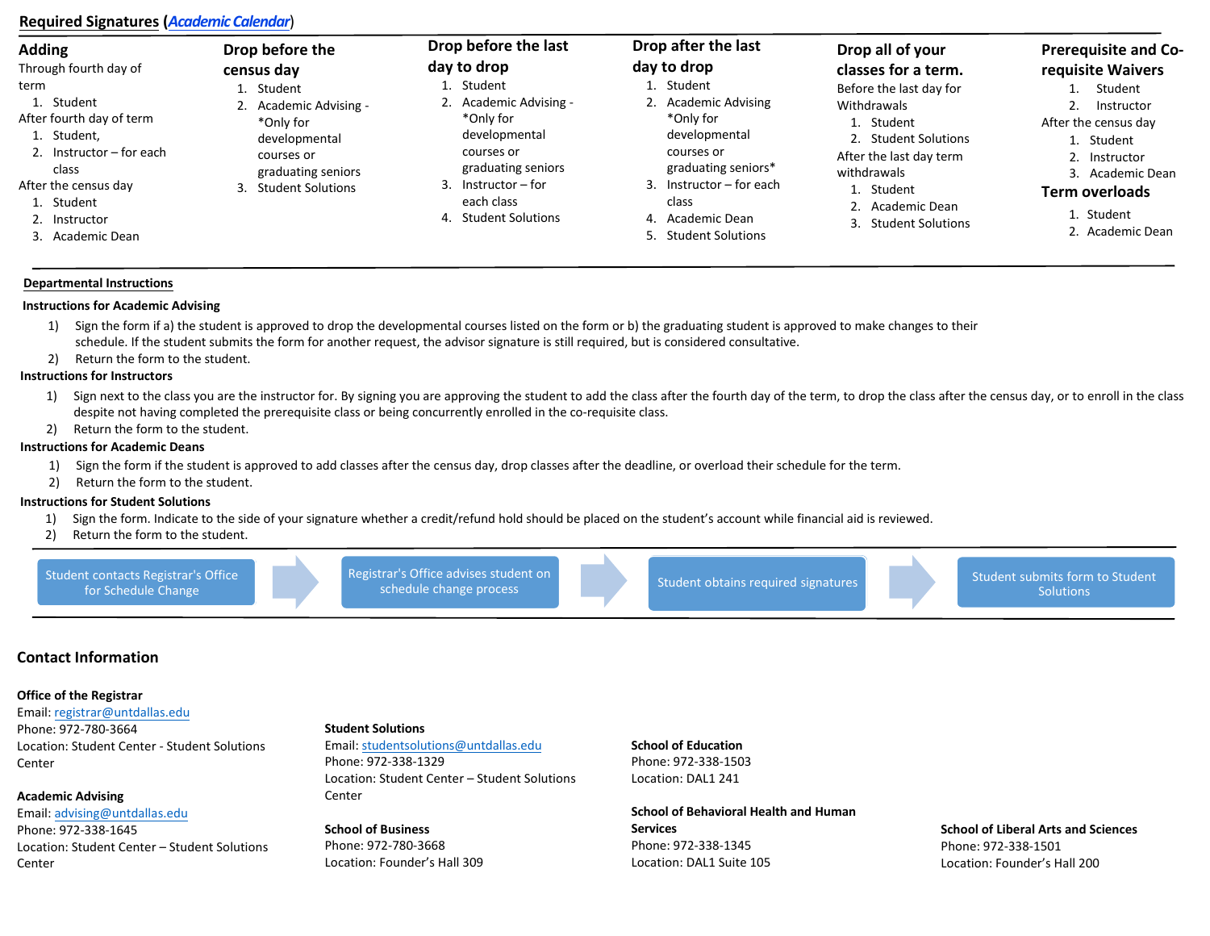## Required Signatures (*Academic Calendar*)

### Adding

Through fourth day of term

1. Student

After fourth day of term

1. Student,
2. Instructor – for each class

After the census day

1. Student
2. Instructor
3. Academic Dean

### Drop before the census day

1. Student
2. Academic Advising - *Only for developmental courses or graduating seniors
3. Student Solutions

### Drop before the last day to drop

1. Student
2. Academic Advising - *Only for developmental courses or graduating seniors
3. Instructor – for each class
4. Student Solutions

### Drop after the last day to drop

1. Student
2. Academic Advising *Only for developmental courses or graduating seniors*
3. Instructor – for each class
4. Academic Dean
5. Student Solutions

### Drop all of your classes for a term.

Before the last day for Withdrawals

1. Student
2. Student Solutions

After the last day term withdrawals

1. Student
2. Academic Dean
3. Student Solutions

### Prerequisite and Co-requisite Waivers

1. Student
2. Instructor

After the census day

1. Student
2. Instructor
3. Academic Dean

### Term overloads

1. Student
2. Academic Dean

---

## Departmental Instructions

**Instructions for Academic Advising**

1) Sign the form if a) the student is approved to drop the developmental courses listed on the form or b) the graduating student is approved to make changes to their schedule. If the student submits the form for another request, the advisor signature is still required, but is considered consultative.
2) Return the form to the student.

**Instructions for Instructors**

1) Sign next to the class you are the instructor for. By signing you are approving the student to add the class after the fourth day of the term, to drop the class after the census day, or to enroll in the class despite not having completed the prerequisite class or being concurrently enrolled in the co-requisite class.
2) Return the form to the student.

**Instructions for Academic Deans**

1) Sign the form if the student is approved to add classes after the census day, drop classes after the deadline, or overload their schedule for the term.
2) Return the form to the student.

**Instructions for Student Solutions**

1) Sign the form. Indicate to the side of your signature whether a credit/refund hold should be placed on the student's account while financial aid is reviewed.
2) Return the form to the student.

---

Student contacts Registrar's Office for Schedule Change → Registrar's Office advises student on schedule change process → Student obtains required signatures → Student submits form to Student Solutions

---

## Contact Information

**Office of the Registrar**
Email: registrar@untdallas.edu
Phone: 972-780-3664
Location: Student Center - Student Solutions Center

**Academic Advising**
Email: advising@untdallas.edu
Phone: 972-338-1645
Location: Student Center – Student Solutions Center

**Student Solutions**
Email: studentsolutions@untdallas.edu
Phone: 972-338-1329
Location: Student Center – Student Solutions Center

**School of Business**
Phone: 972-780-3668
Location: Founder's Hall 309

**School of Education**
Phone: 972-338-1503
Location: DAL1 241

**School of Behavioral Health and Human Services**
Phone: 972-338-1345
Location: DAL1 Suite 105

**School of Liberal Arts and Sciences**
Phone: 972-338-1501
Location: Founder's Hall 200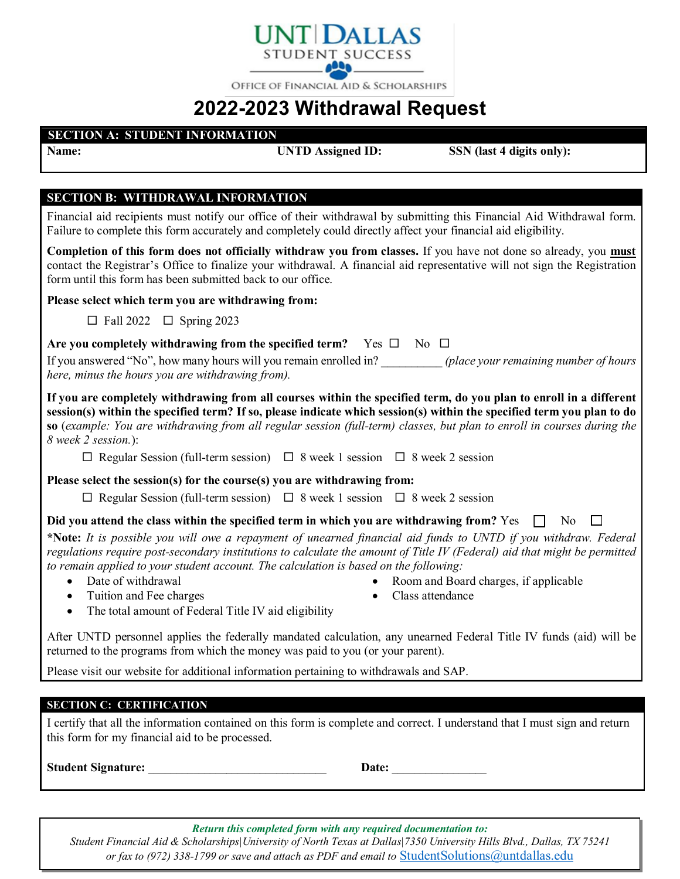UNT | DALLAS
STUDENT SUCCESS
OFFICE OF FINANCIAL AID & SCHOLARSHIPS

# 2022-2023 Withdrawal Request

## SECTION A: STUDENT INFORMATION

**Name:** **UNTD Assigned ID:** **SSN (last 4 digits only):**

## SECTION B: WITHDRAWAL INFORMATION

Financial aid recipients must notify our office of their withdrawal by submitting this Financial Aid Withdrawal form. Failure to complete this form accurately and completely could directly affect your financial aid eligibility.

**Completion of this form does not officially withdraw you from classes.** If you have not done so already, you **must** contact the Registrar's Office to finalize your withdrawal. A financial aid representative will not sign the Registration form until this form has been submitted back to our office.

**Please select which term you are withdrawing from:**

☐ Fall 2022 ☐ Spring 2023

**Are you completely withdrawing from the specified term?** Yes ☐ No ☐

If you answered "No", how many hours will you remain enrolled in? __________ *(place your remaining number of hours here, minus the hours you are withdrawing from).*

**If you are completely withdrawing from all courses within the specified term, do you plan to enroll in a different session(s) within the specified term? If so, please indicate which session(s) within the specified term you plan to do so** (*example: You are withdrawing from all regular session (full-term) classes, but plan to enroll in courses during the 8 week 2 session.*):

☐ Regular Session (full-term session) ☐ 8 week 1 session ☐ 8 week 2 session

**Please select the session(s) for the course(s) you are withdrawing from:**

☐ Regular Session (full-term session) ☐ 8 week 1 session ☐ 8 week 2 session

**Did you attend the class within the specified term in which you are withdrawing from?** Yes ☐ No ☐

***Note:** *It is possible you will owe a repayment of unearned financial aid funds to UNTD if you withdraw. Federal regulations require post-secondary institutions to calculate the amount of Title IV (Federal) aid that might be permitted to remain applied to your student account. The calculation is based on the following:*

- Date of withdrawal
- Tuition and Fee charges
- The total amount of Federal Title IV aid eligibility
- Room and Board charges, if applicable
- Class attendance

After UNTD personnel applies the federally mandated calculation, any unearned Federal Title IV funds (aid) will be returned to the programs from which the money was paid to you (or your parent).

Please visit our website for additional information pertaining to withdrawals and SAP.

## SECTION C: CERTIFICATION

I certify that all the information contained on this form is complete and correct. I understand that I must sign and return this form for my financial aid to be processed.

**Student Signature:** ______________________________ **Date:** ________________

***Return this completed form with any required documentation to:***

*Student Financial Aid & Scholarships|University of North Texas at Dallas|7350 University Hills Blvd., Dallas, TX 75241 or fax to (972) 338-1799 or save and attach as PDF and email to* StudentSolutions@untdallas.edu